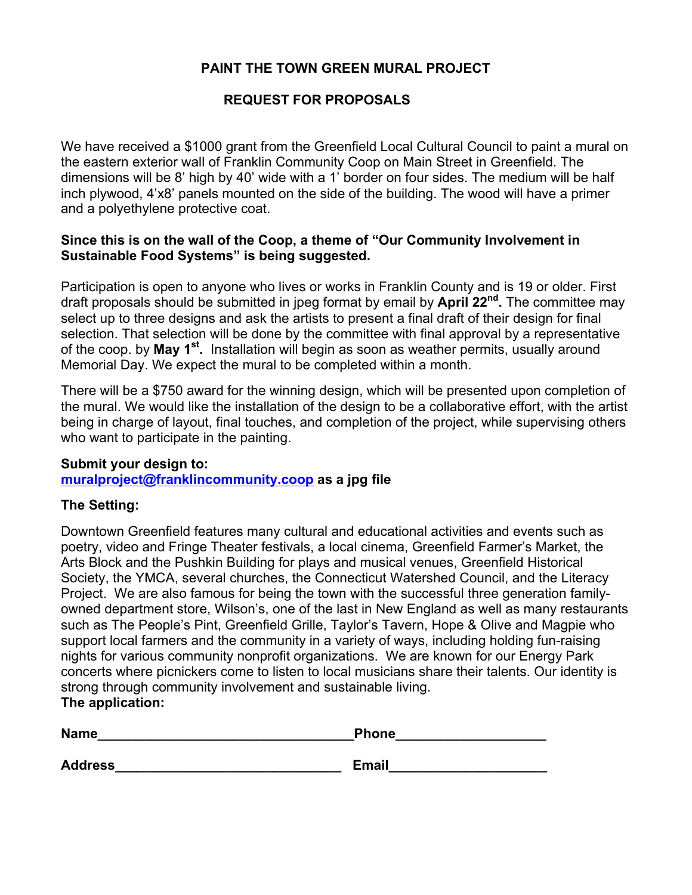# PAINT THE TOWN GREEN MURAL PROJECT

## REQUEST FOR PROPOSALS

We have received a $1000 grant from the Greenfield Local Cultural Council to paint a mural on the eastern exterior wall of Franklin Community Coop on Main Street in Greenfield. The dimensions will be 8' high by 40' wide with a 1' border on four sides. The medium will be half inch plywood, 4'x8' panels mounted on the side of the building. The wood will have a primer and a polyethylene protective coat.

**Since this is on the wall of the Coop, a theme of "Our Community Involvement in Sustainable Food Systems" is being suggested.**

Participation is open to anyone who lives or works in Franklin County and is 19 or older. First draft proposals should be submitted in jpeg format by email by **April 22nd.** The committee may select up to three designs and ask the artists to present a final draft of their design for final selection. That selection will be done by the committee with final approval by a representative of the coop. by **May 1st.** Installation will begin as soon as weather permits, usually around Memorial Day. We expect the mural to be completed within a month.

There will be a $750 award for the winning design, which will be presented upon completion of the mural. We would like the installation of the design to be a collaborative effort, with the artist being in charge of layout, final touches, and completion of the project, while supervising others who want to participate in the painting.

**Submit your design to:**
**muralproject@franklincommunity.coop as a jpg file**

**The Setting:**

Downtown Greenfield features many cultural and educational activities and events such as poetry, video and Fringe Theater festivals, a local cinema, Greenfield Farmer's Market, the Arts Block and the Pushkin Building for plays and musical venues, Greenfield Historical Society, the YMCA, several churches, the Connecticut Watershed Council, and the Literacy Project. We are also famous for being the town with the successful three generation family-owned department store, Wilson's, one of the last in New England as well as many restaurants such as The People's Pint, Greenfield Grille, Taylor's Tavern, Hope & Olive and Magpie who support local farmers and the community in a variety of ways, including holding fun-raising nights for various community nonprofit organizations. We are known for our Energy Park concerts where picnickers come to listen to local musicians share their talents. Our identity is strong through community involvement and sustainable living.

**The application:**

**Name**________________________________ **Phone**___________________

**Address**_____________________________ **Email**____________________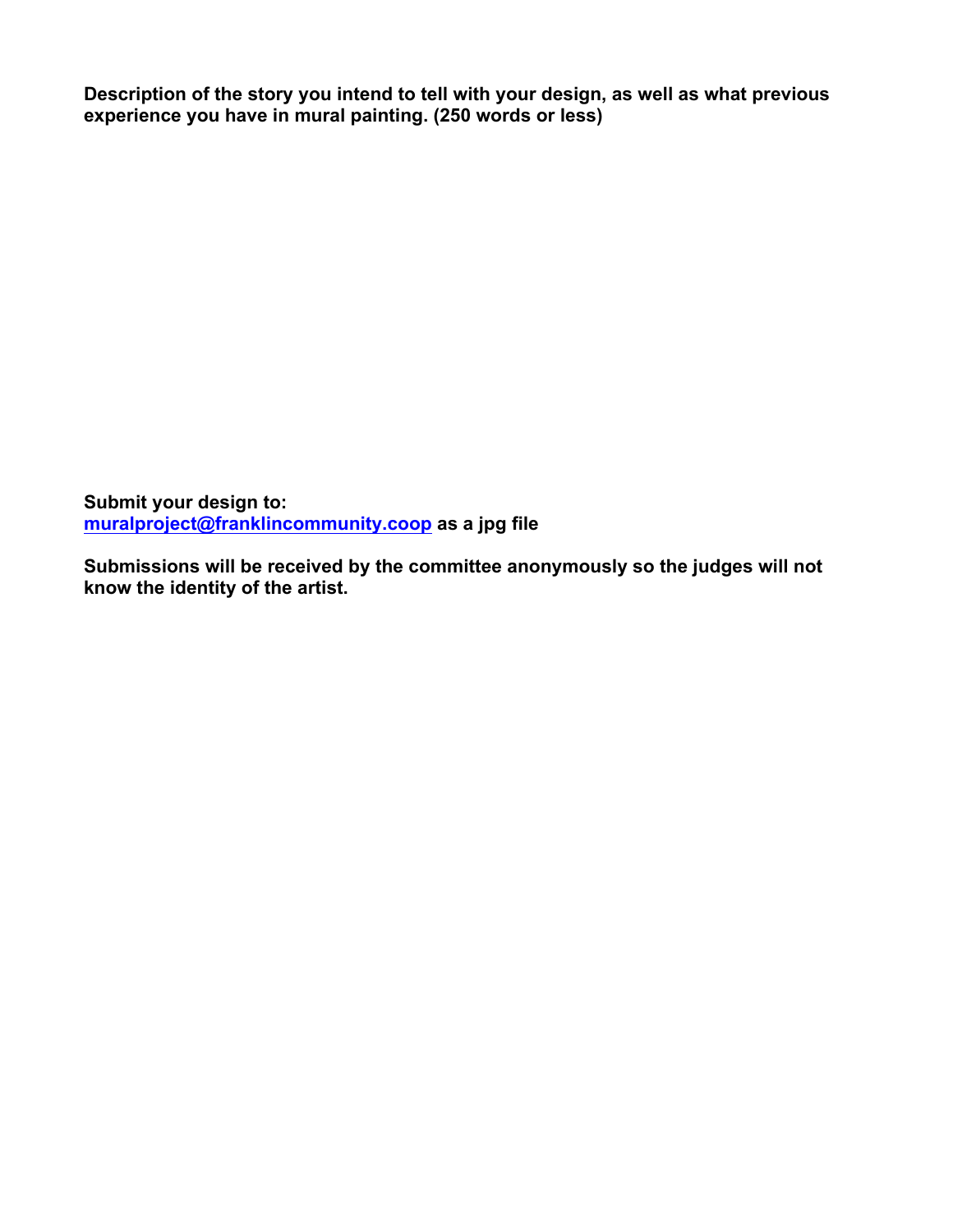**Description of the story you intend to tell with your design, as well as what previous experience you have in mural painting. (250 words or less)**

**Submit your design to:**
**muralproject@franklincommunity.coop as a jpg file**

**Submissions will be received by the committee anonymously so the judges will not know the identity of the artist.**